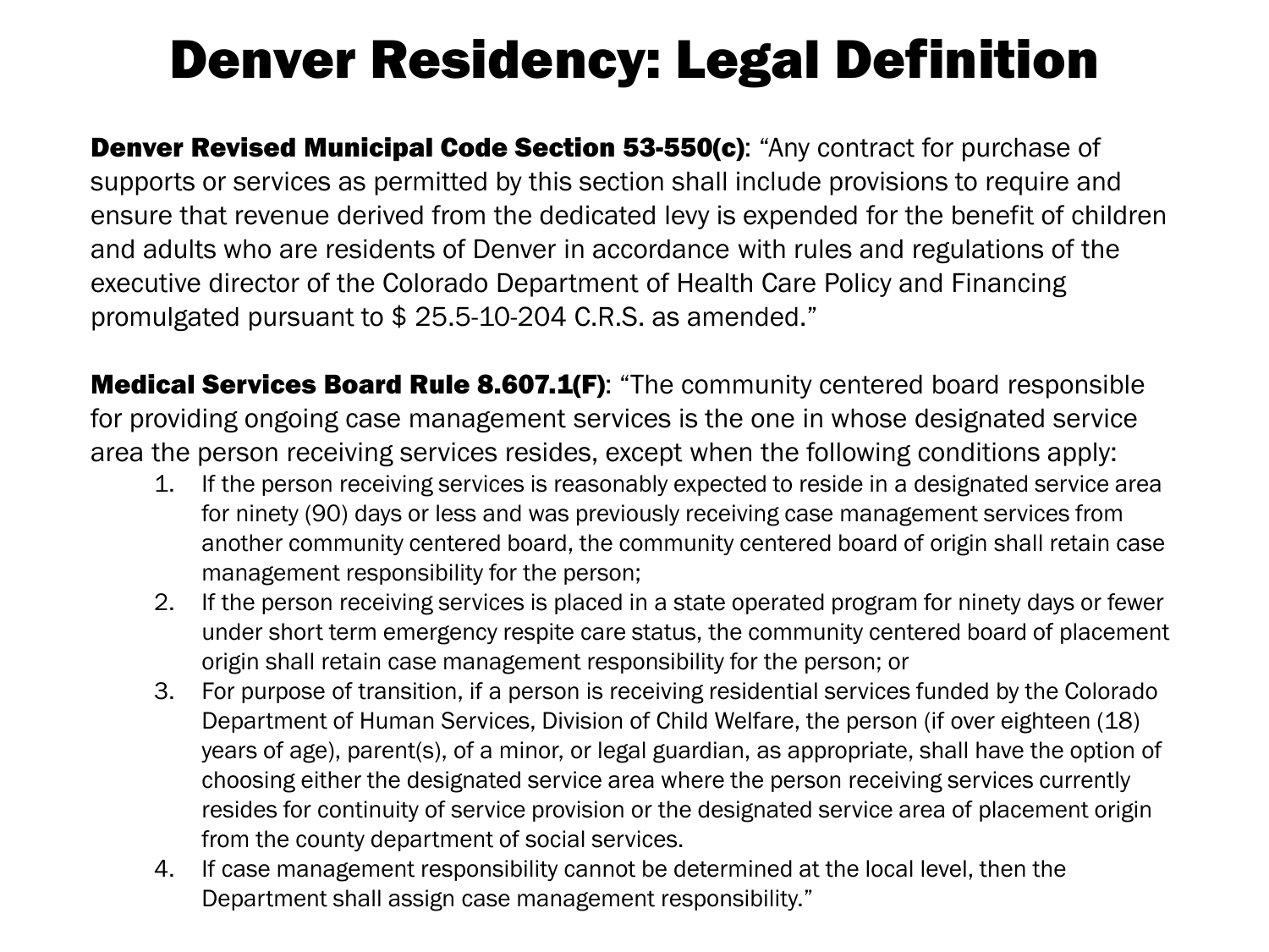# Denver Residency: Legal Definition

**Denver Revised Municipal Code Section 53-550(c)**: "Any contract for purchase of supports or services as permitted by this section shall include provisions to require and ensure that revenue derived from the dedicated levy is expended for the benefit of children and adults who are residents of Denver in accordance with rules and regulations of the executive director of the Colorado Department of Health Care Policy and Financing promulgated pursuant to $ 25.5-10-204 C.R.S. as amended."

**Medical Services Board Rule 8.607.1(F)**: "The community centered board responsible for providing ongoing case management services is the one in whose designated service area the person receiving services resides, except when the following conditions apply:

1. If the person receiving services is reasonably expected to reside in a designated service area for ninety (90) days or less and was previously receiving case management services from another community centered board, the community centered board of origin shall retain case management responsibility for the person;
2. If the person receiving services is placed in a state operated program for ninety days or fewer under short term emergency respite care status, the community centered board of placement origin shall retain case management responsibility for the person; or
3. For purpose of transition, if a person is receiving residential services funded by the Colorado Department of Human Services, Division of Child Welfare, the person (if over eighteen (18) years of age), parent(s), of a minor, or legal guardian, as appropriate, shall have the option of choosing either the designated service area where the person receiving services currently resides for continuity of service provision or the designated service area of placement origin from the county department of social services.
4. If case management responsibility cannot be determined at the local level, then the Department shall assign case management responsibility."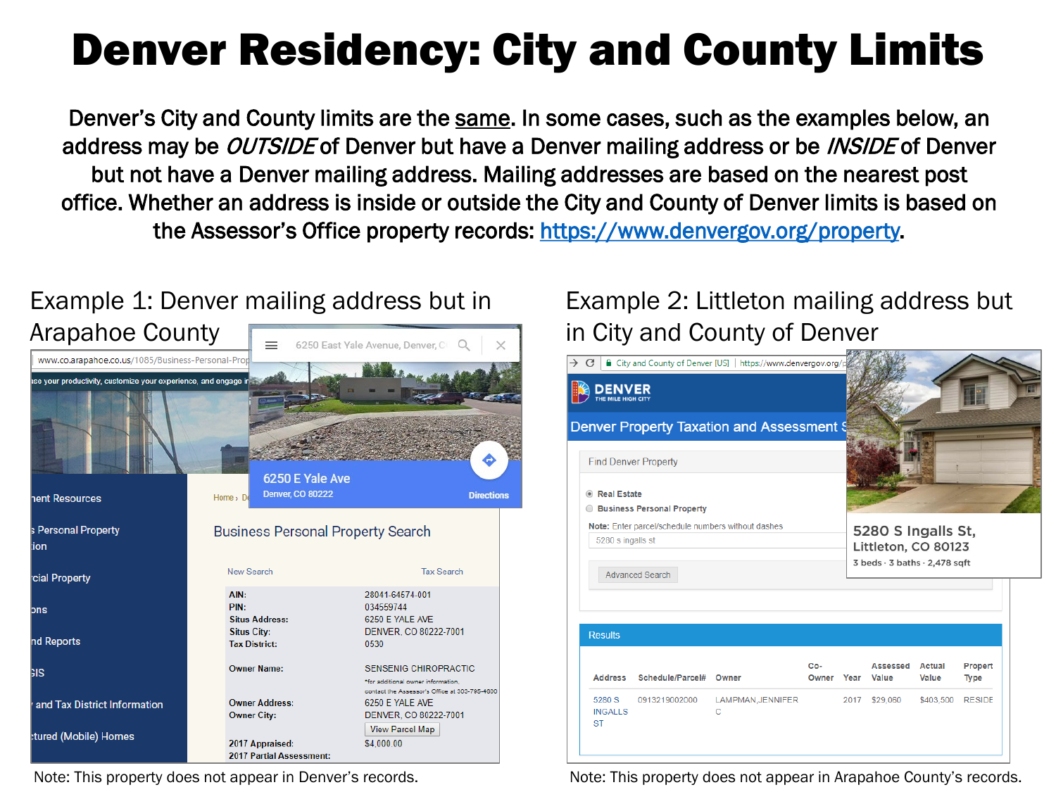# Denver Residency: City and County Limits

Denver's City and County limits are the same. In some cases, such as the examples below, an address may be *OUTSIDE* of Denver but have a Denver mailing address or be *INSIDE* of Denver but not have a Denver mailing address. Mailing addresses are based on the nearest post office. Whether an address is inside or outside the City and County of Denver limits is based on the Assessor's Office property records: https://www.denvergov.org/property.

## Example 1: Denver mailing address but in Arapahoe County

Note: This property does not appear in Denver's records.

## Example 2: Littleton mailing address but in City and County of Denver

Note: This property does not appear in Arapahoe County's records.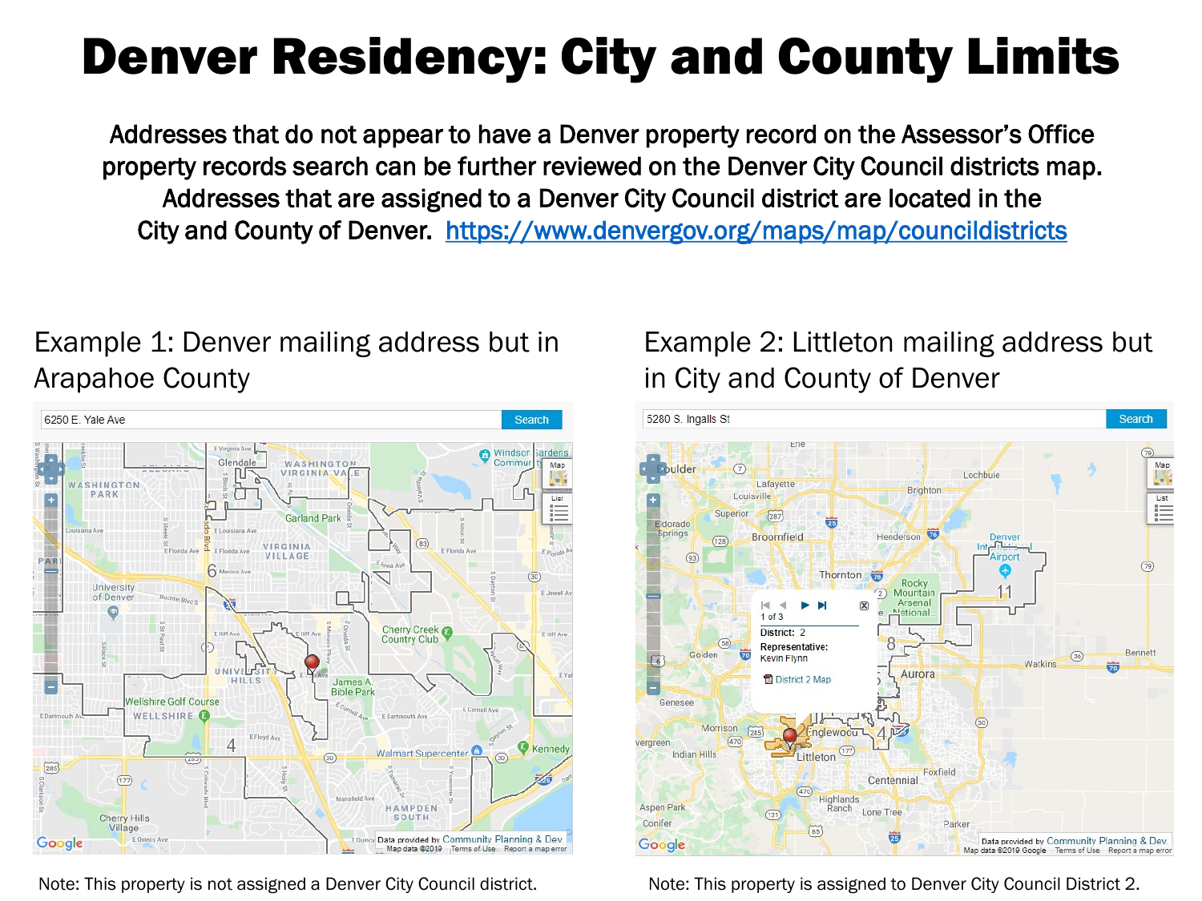# Denver Residency: City and County Limits

Addresses that do not appear to have a Denver property record on the Assessor's Office property records search can be further reviewed on the Denver City Council districts map. Addresses that are assigned to a Denver City Council district are located in the City and County of Denver. https://www.denvergov.org/maps/map/councildistricts

## Example 1: Denver mailing address but in Arapahoe County

Note: This property is not assigned a Denver City Council district.

## Example 2: Littleton mailing address but in City and County of Denver

Note: This property is assigned to Denver City Council District 2.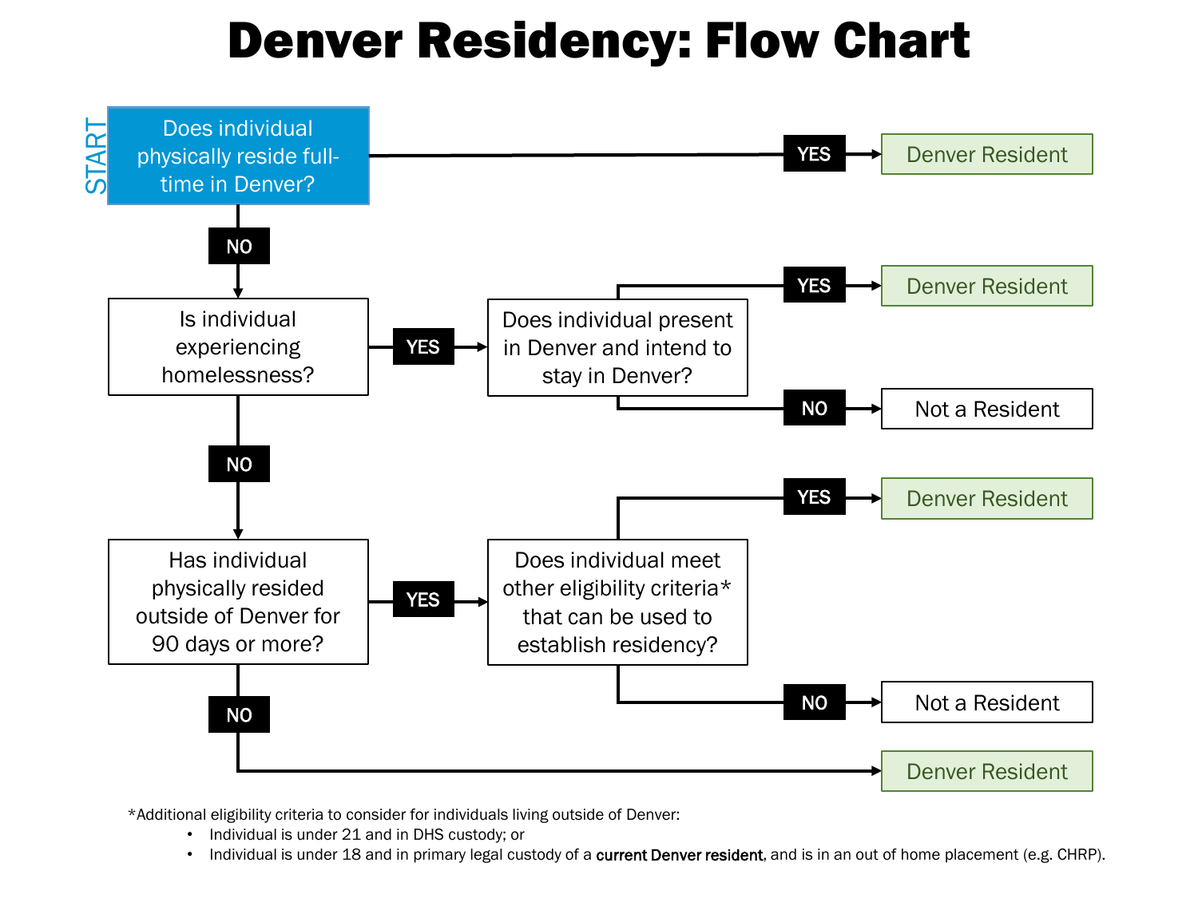# Denver Residency: Flow Chart

**START:** Does individual physically reside full-time in Denver?

- **YES** → Denver Resident
- **NO** → Is individual experiencing homelessness?
  - **YES** → Does individual present in Denver and intend to stay in Denver?
    - **YES** → Denver Resident
    - **NO** → Not a Resident
  - **NO** → Has individual physically resided outside of Denver for 90 days or more?
    - **YES** → Does individual meet other eligibility criteria* that can be used to establish residency?
      - **YES** → Denver Resident
      - **NO** → Not a Resident
    - **NO** → Denver Resident

*Additional eligibility criteria to consider for individuals living outside of Denver:

- Individual is under 21 and in DHS custody; or
- Individual is under 18 and in primary legal custody of a **current Denver resident**, and is in an out of home placement (e.g. CHRP).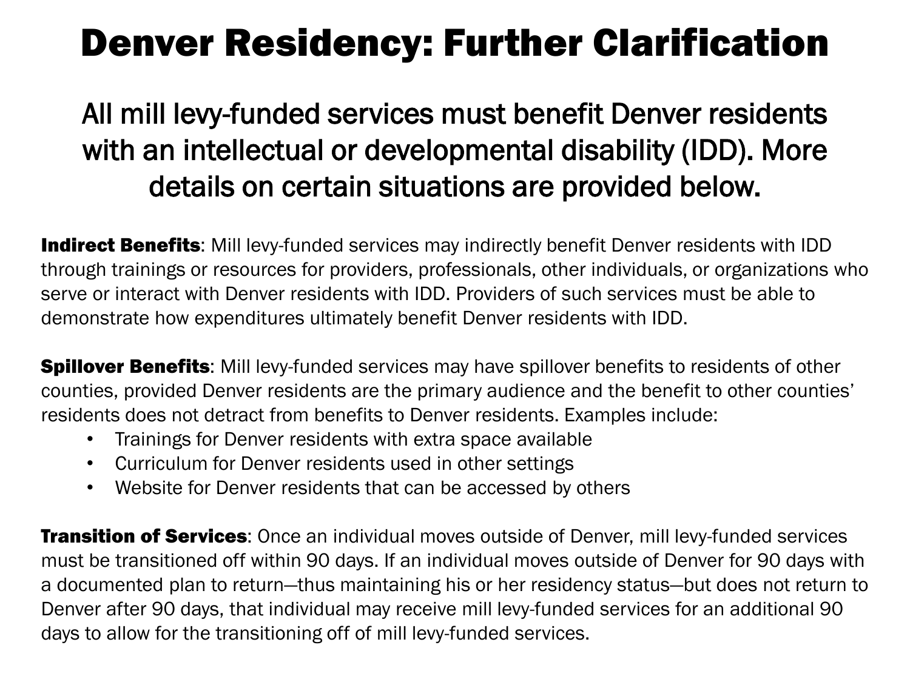# Denver Residency: Further Clarification

## All mill levy-funded services must benefit Denver residents with an intellectual or developmental disability (IDD). More details on certain situations are provided below.

**Indirect Benefits**: Mill levy-funded services may indirectly benefit Denver residents with IDD through trainings or resources for providers, professionals, other individuals, or organizations who serve or interact with Denver residents with IDD. Providers of such services must be able to demonstrate how expenditures ultimately benefit Denver residents with IDD.

**Spillover Benefits**: Mill levy-funded services may have spillover benefits to residents of other counties, provided Denver residents are the primary audience and the benefit to other counties' residents does not detract from benefits to Denver residents. Examples include:

- Trainings for Denver residents with extra space available
- Curriculum for Denver residents used in other settings
- Website for Denver residents that can be accessed by others

**Transition of Services**: Once an individual moves outside of Denver, mill levy-funded services must be transitioned off within 90 days. If an individual moves outside of Denver for 90 days with a documented plan to return—thus maintaining his or her residency status—but does not return to Denver after 90 days, that individual may receive mill levy-funded services for an additional 90 days to allow for the transitioning off of mill levy-funded services.